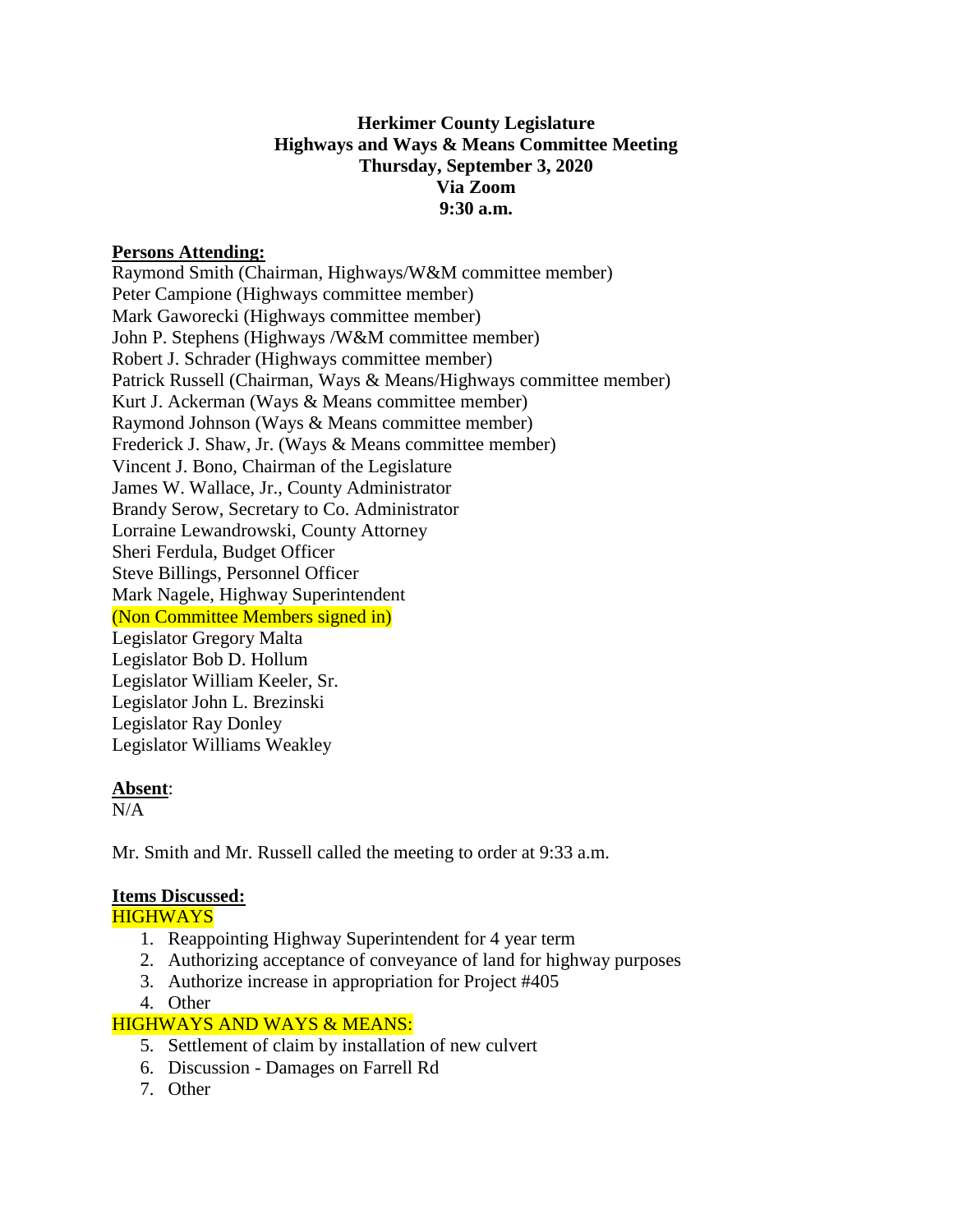# Herkimer County Legislature
## Highways and Ways & Means Committee Meeting
### Thursday, September 3, 2020
### Via Zoom
### 9:30 a.m.

**Persons Attending:**

Raymond Smith (Chairman, Highways/W&M committee member)
Peter Campione (Highways committee member)
Mark Gaworecki (Highways committee member)
John P. Stephens (Highways /W&M committee member)
Robert J. Schrader (Highways committee member)
Patrick Russell (Chairman, Ways & Means/Highways committee member)
Kurt J. Ackerman (Ways & Means committee member)
Raymond Johnson (Ways & Means committee member)
Frederick J. Shaw, Jr. (Ways & Means committee member)
Vincent J. Bono, Chairman of the Legislature
James W. Wallace, Jr., County Administrator
Brandy Serow, Secretary to Co. Administrator
Lorraine Lewandrowski, County Attorney
Sheri Ferdula, Budget Officer
Steve Billings, Personnel Officer
Mark Nagele, Highway Superintendent
(Non Committee Members signed in)
Legislator Gregory Malta
Legislator Bob D. Hollum
Legislator William Keeler, Sr.
Legislator John L. Brezinski
Legislator Ray Donley
Legislator Williams Weakley

**Absent**:
N/A

Mr. Smith and Mr. Russell called the meeting to order at 9:33 a.m.

**Items Discussed:**

HIGHWAYS

1. Reappointing Highway Superintendent for 4 year term
2. Authorizing acceptance of conveyance of land for highway purposes
3. Authorize increase in appropriation for Project #405
4. Other

HIGHWAYS AND WAYS & MEANS:

5. Settlement of claim by installation of new culvert
6. Discussion - Damages on Farrell Rd
7. Other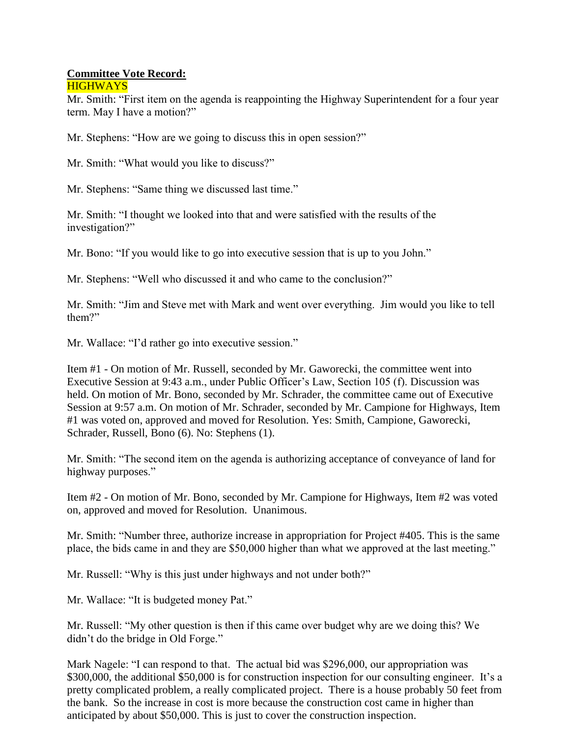**Committee Vote Record:**

HIGHWAYS

Mr. Smith: "First item on the agenda is reappointing the Highway Superintendent for a four year term. May I have a motion?"

Mr. Stephens: "How are we going to discuss this in open session?"

Mr. Smith: "What would you like to discuss?"

Mr. Stephens: "Same thing we discussed last time."

Mr. Smith: "I thought we looked into that and were satisfied with the results of the investigation?"

Mr. Bono: "If you would like to go into executive session that is up to you John."

Mr. Stephens: "Well who discussed it and who came to the conclusion?"

Mr. Smith: "Jim and Steve met with Mark and went over everything. Jim would you like to tell them?"

Mr. Wallace: "I'd rather go into executive session."

Item #1 - On motion of Mr. Russell, seconded by Mr. Gaworecki, the committee went into Executive Session at 9:43 a.m., under Public Officer's Law, Section 105 (f). Discussion was held. On motion of Mr. Bono, seconded by Mr. Schrader, the committee came out of Executive Session at 9:57 a.m. On motion of Mr. Schrader, seconded by Mr. Campione for Highways, Item #1 was voted on, approved and moved for Resolution. Yes: Smith, Campione, Gaworecki, Schrader, Russell, Bono (6). No: Stephens (1).

Mr. Smith: "The second item on the agenda is authorizing acceptance of conveyance of land for highway purposes."

Item #2 - On motion of Mr. Bono, seconded by Mr. Campione for Highways, Item #2 was voted on, approved and moved for Resolution. Unanimous.

Mr. Smith: "Number three, authorize increase in appropriation for Project #405. This is the same place, the bids came in and they are $50,000 higher than what we approved at the last meeting."

Mr. Russell: "Why is this just under highways and not under both?"

Mr. Wallace: "It is budgeted money Pat."

Mr. Russell: "My other question is then if this came over budget why are we doing this? We didn't do the bridge in Old Forge."

Mark Nagele: "I can respond to that. The actual bid was $296,000, our appropriation was $300,000, the additional $50,000 is for construction inspection for our consulting engineer. It's a pretty complicated problem, a really complicated project. There is a house probably 50 feet from the bank. So the increase in cost is more because the construction cost came in higher than anticipated by about $50,000. This is just to cover the construction inspection.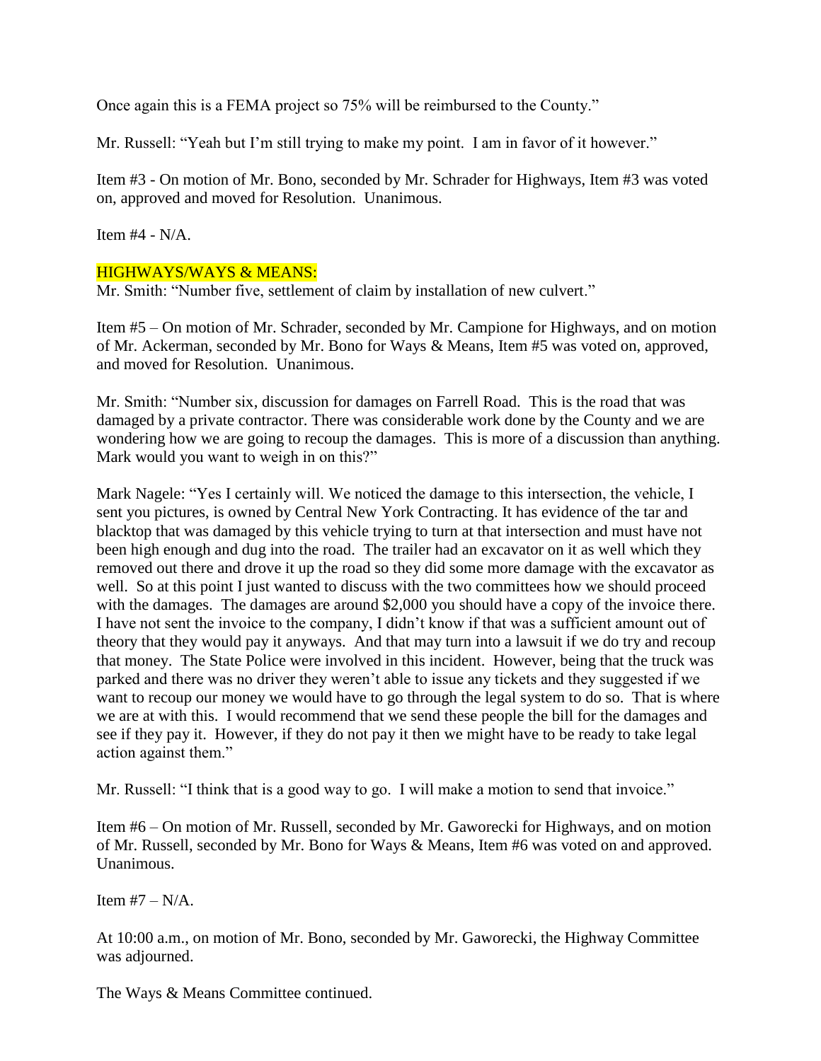Once again this is a FEMA project so 75% will be reimbursed to the County."

Mr. Russell: "Yeah but I'm still trying to make my point. I am in favor of it however."

Item #3 - On motion of Mr. Bono, seconded by Mr. Schrader for Highways, Item #3 was voted on, approved and moved for Resolution. Unanimous.

Item #4 - N/A.

HIGHWAYS/WAYS & MEANS:

Mr. Smith: "Number five, settlement of claim by installation of new culvert."

Item #5 – On motion of Mr. Schrader, seconded by Mr. Campione for Highways, and on motion of Mr. Ackerman, seconded by Mr. Bono for Ways & Means, Item #5 was voted on, approved, and moved for Resolution. Unanimous.

Mr. Smith: "Number six, discussion for damages on Farrell Road. This is the road that was damaged by a private contractor. There was considerable work done by the County and we are wondering how we are going to recoup the damages. This is more of a discussion than anything. Mark would you want to weigh in on this?"

Mark Nagele: "Yes I certainly will. We noticed the damage to this intersection, the vehicle, I sent you pictures, is owned by Central New York Contracting. It has evidence of the tar and blacktop that was damaged by this vehicle trying to turn at that intersection and must have not been high enough and dug into the road. The trailer had an excavator on it as well which they removed out there and drove it up the road so they did some more damage with the excavator as well. So at this point I just wanted to discuss with the two committees how we should proceed with the damages. The damages are around $2,000 you should have a copy of the invoice there. I have not sent the invoice to the company, I didn't know if that was a sufficient amount out of theory that they would pay it anyways. And that may turn into a lawsuit if we do try and recoup that money. The State Police were involved in this incident. However, being that the truck was parked and there was no driver they weren't able to issue any tickets and they suggested if we want to recoup our money we would have to go through the legal system to do so. That is where we are at with this. I would recommend that we send these people the bill for the damages and see if they pay it. However, if they do not pay it then we might have to be ready to take legal action against them."

Mr. Russell: "I think that is a good way to go. I will make a motion to send that invoice."

Item #6 – On motion of Mr. Russell, seconded by Mr. Gaworecki for Highways, and on motion of Mr. Russell, seconded by Mr. Bono for Ways & Means, Item #6 was voted on and approved. Unanimous.

Item #7 – N/A.

At 10:00 a.m., on motion of Mr. Bono, seconded by Mr. Gaworecki, the Highway Committee was adjourned.

The Ways & Means Committee continued.